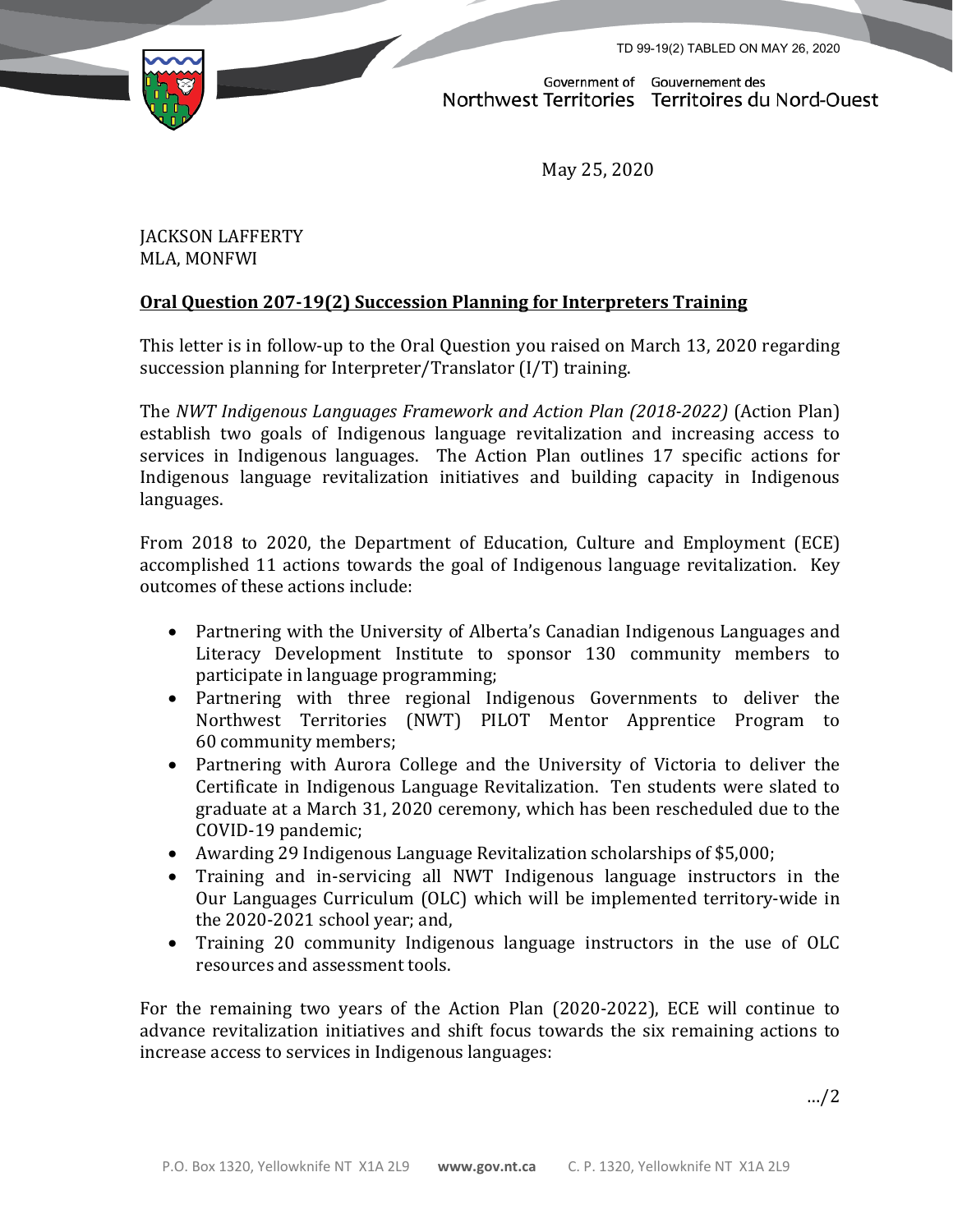TD 99-19(2) TABLED ON MAY 26, 2020

Government of Northwest Territories | Gouvernement des Territoires du Nord-Ouest

May 25, 2020

JACKSON LAFFERTY
MLA, MONFWI

**Oral Question 207-19(2) Succession Planning for Interpreters Training**

This letter is in follow-up to the Oral Question you raised on March 13, 2020 regarding succession planning for Interpreter/Translator (I/T) training.

The *NWT Indigenous Languages Framework and Action Plan (2018-2022)* (Action Plan) establish two goals of Indigenous language revitalization and increasing access to services in Indigenous languages. The Action Plan outlines 17 specific actions for Indigenous language revitalization initiatives and building capacity in Indigenous languages.

From 2018 to 2020, the Department of Education, Culture and Employment (ECE) accomplished 11 actions towards the goal of Indigenous language revitalization. Key outcomes of these actions include:

- Partnering with the University of Alberta's Canadian Indigenous Languages and Literacy Development Institute to sponsor 130 community members to participate in language programming;
- Partnering with three regional Indigenous Governments to deliver the Northwest Territories (NWT) PILOT Mentor Apprentice Program to 60 community members;
- Partnering with Aurora College and the University of Victoria to deliver the Certificate in Indigenous Language Revitalization. Ten students were slated to graduate at a March 31, 2020 ceremony, which has been rescheduled due to the COVID-19 pandemic;
- Awarding 29 Indigenous Language Revitalization scholarships of $5,000;
- Training and in-servicing all NWT Indigenous language instructors in the Our Languages Curriculum (OLC) which will be implemented territory-wide in the 2020-2021 school year; and,
- Training 20 community Indigenous language instructors in the use of OLC resources and assessment tools.

For the remaining two years of the Action Plan (2020-2022), ECE will continue to advance revitalization initiatives and shift focus towards the six remaining actions to increase access to services in Indigenous languages:

…/2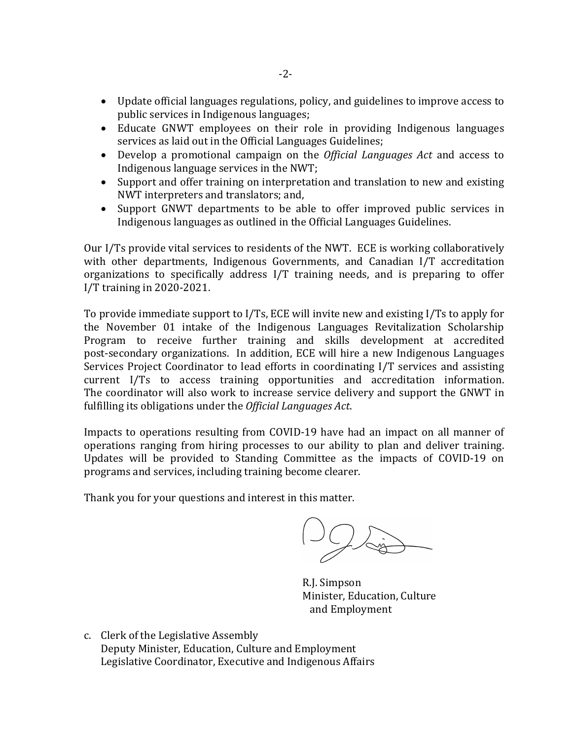- Update official languages regulations, policy, and guidelines to improve access to public services in Indigenous languages;
- Educate GNWT employees on their role in providing Indigenous languages services as laid out in the Official Languages Guidelines;
- Develop a promotional campaign on the *Official Languages Act* and access to Indigenous language services in the NWT;
- Support and offer training on interpretation and translation to new and existing NWT interpreters and translators; and,
- Support GNWT departments to be able to offer improved public services in Indigenous languages as outlined in the Official Languages Guidelines.

Our I/Ts provide vital services to residents of the NWT. ECE is working collaboratively with other departments, Indigenous Governments, and Canadian I/T accreditation organizations to specifically address I/T training needs, and is preparing to offer I/T training in 2020-2021.

To provide immediate support to I/Ts, ECE will invite new and existing I/Ts to apply for the November 01 intake of the Indigenous Languages Revitalization Scholarship Program to receive further training and skills development at accredited post-secondary organizations. In addition, ECE will hire a new Indigenous Languages Services Project Coordinator to lead efforts in coordinating I/T services and assisting current I/Ts to access training opportunities and accreditation information. The coordinator will also work to increase service delivery and support the GNWT in fulfilling its obligations under the *Official Languages Act*.

Impacts to operations resulting from COVID-19 have had an impact on all manner of operations ranging from hiring processes to our ability to plan and deliver training. Updates will be provided to Standing Committee as the impacts of COVID-19 on programs and services, including training become clearer.

Thank you for your questions and interest in this matter.

R.J. Simpson
Minister, Education, Culture and Employment

c. Clerk of the Legislative Assembly
Deputy Minister, Education, Culture and Employment
Legislative Coordinator, Executive and Indigenous Affairs